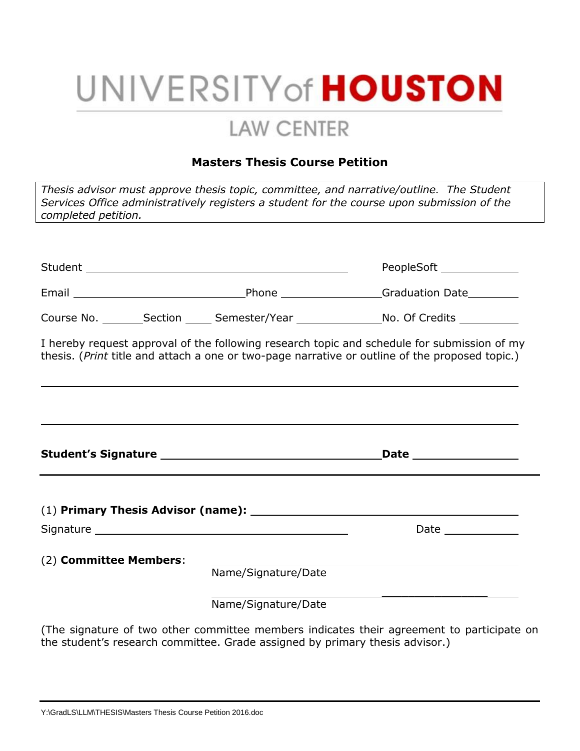# UNIVERSITY of HOUSTON

## LAW CENTER

### Masters Thesis Course Petition

*Thesis advisor must approve thesis topic, committee, and narrative/outline. The Student Services Office administratively registers a student for the course upon submission of the completed petition.*

Student ____________________________________________ PeopleSoft ____________

Email ____________________________ Phone ________________ Graduation Date ________

Course No. _______ Section _____ Semester/Year ______________ No. Of Credits __________

I hereby request approval of the following research topic and schedule for submission of my thesis. (*Print* title and attach a one or two-page narrative or outline of the proposed topic.)

______________________________________________________________________________

______________________________________________________________________________

**Student's Signature** __________________________________ **Date** ________________

---

(1) **Primary Thesis Advisor (name):** __________________________________________

Signature ________________________________________ Date ____________

(2) **Committee Members**: ______________________________________________
Name/Signature/Date

______________________________________________
Name/Signature/Date

(The signature of two other committee members indicates their agreement to participate on the student's research committee. Grade assigned by primary thesis advisor.)

Y:\GradLS\LLM\THESIS\Masters Thesis Course Petition 2016.doc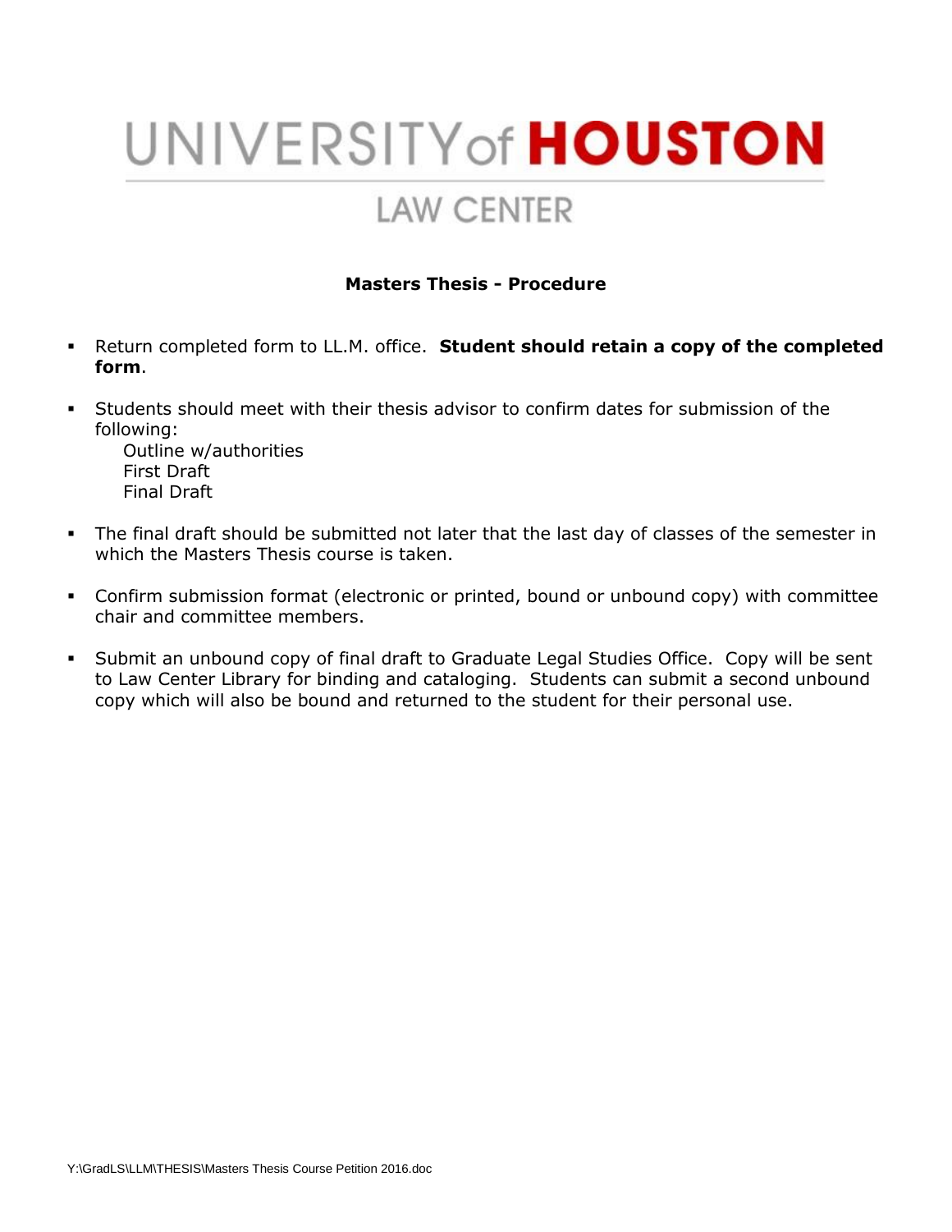UNIVERSITY of **HOUSTON**

LAW CENTER

**Masters Thesis - Procedure**

- Return completed form to LL.M. office. **Student should retain a copy of the completed form**.

- Students should meet with their thesis advisor to confirm dates for submission of the following:
  - Outline w/authorities
  - First Draft
  - Final Draft

- The final draft should be submitted not later that the last day of classes of the semester in which the Masters Thesis course is taken.

- Confirm submission format (electronic or printed, bound or unbound copy) with committee chair and committee members.

- Submit an unbound copy of final draft to Graduate Legal Studies Office. Copy will be sent to Law Center Library for binding and cataloging. Students can submit a second unbound copy which will also be bound and returned to the student for their personal use.

Y:\GradLS\LLM\THESIS\Masters Thesis Course Petition 2016.doc